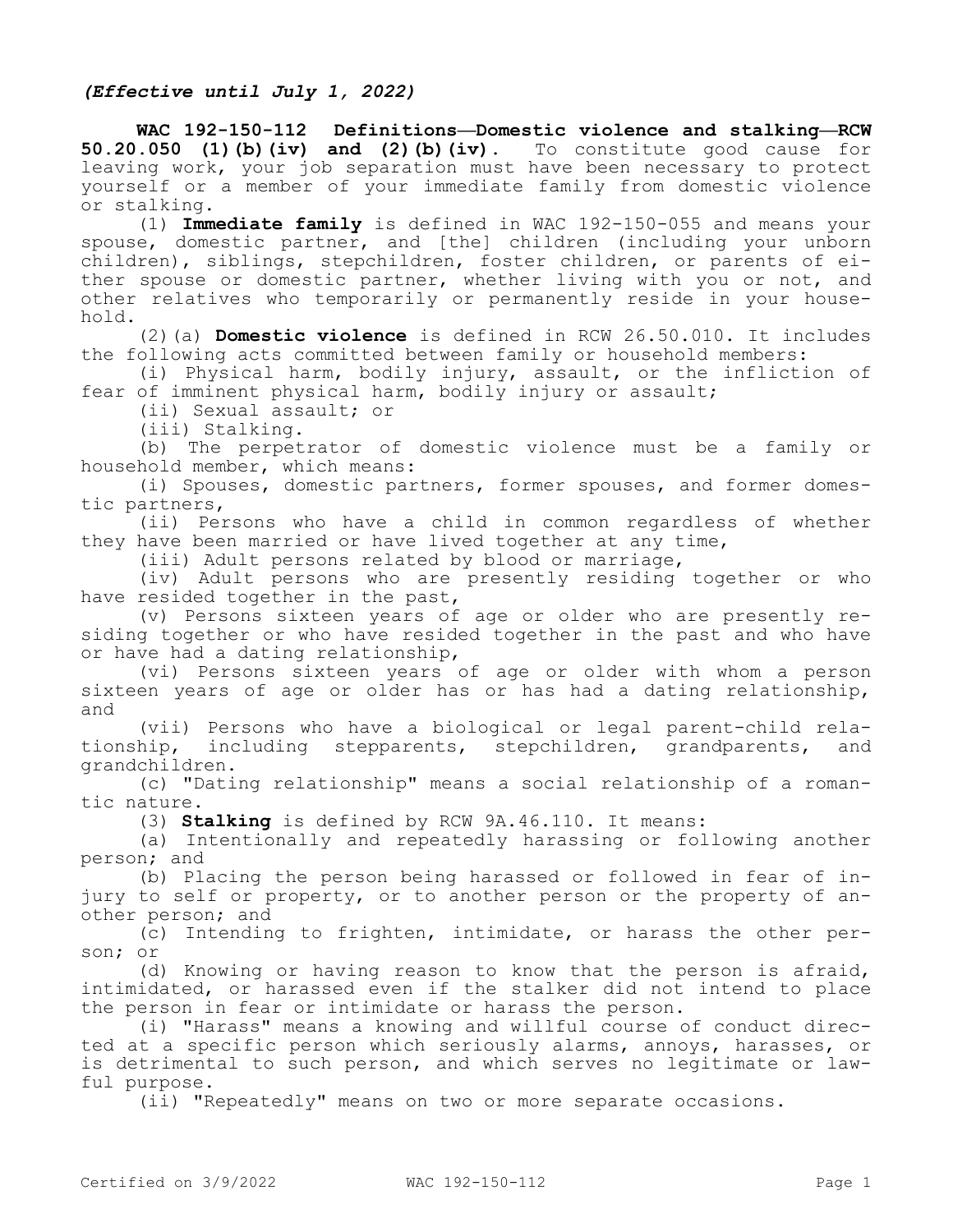*(Effective until July 1, 2022)*

**WAC 192-150-112 Definitions—Domestic violence and stalking—RCW 50.20.050 (1)(b)(iv) and (2)(b)(iv).** To constitute good cause for leaving work, your job separation must have been necessary to protect yourself or a member of your immediate family from domestic violence or stalking.

(1) **Immediate family** is defined in WAC 192-150-055 and means your spouse, domestic partner, and [the] children (including your unborn children), siblings, stepchildren, foster children, or parents of either spouse or domestic partner, whether living with you or not, and other relatives who temporarily or permanently reside in your household.

(2)(a) **Domestic violence** is defined in RCW 26.50.010. It includes the following acts committed between family or household members:

(i) Physical harm, bodily injury, assault, or the infliction of fear of imminent physical harm, bodily injury or assault;

(ii) Sexual assault; or

(iii) Stalking.

(b) The perpetrator of domestic violence must be a family or household member, which means:

(i) Spouses, domestic partners, former spouses, and former domestic partners,

(ii) Persons who have a child in common regardless of whether they have been married or have lived together at any time,

(iii) Adult persons related by blood or marriage,

(iv) Adult persons who are presently residing together or who have resided together in the past,

(v) Persons sixteen years of age or older who are presently residing together or who have resided together in the past and who have or have had a dating relationship,

(vi) Persons sixteen years of age or older with whom a person sixteen years of age or older has or has had a dating relationship, and

(vii) Persons who have a biological or legal parent-child relationship, including stepparents, stepchildren, grandparents, and grandchildren.

(c) "Dating relationship" means a social relationship of a romantic nature.

(3) **Stalking** is defined by RCW 9A.46.110. It means:

(a) Intentionally and repeatedly harassing or following another person; and

(b) Placing the person being harassed or followed in fear of injury to self or property, or to another person or the property of another person; and

(c) Intending to frighten, intimidate, or harass the other person; or

(d) Knowing or having reason to know that the person is afraid, intimidated, or harassed even if the stalker did not intend to place the person in fear or intimidate or harass the person.

(i) "Harass" means a knowing and willful course of conduct directed at a specific person which seriously alarms, annoys, harasses, or is detrimental to such person, and which serves no legitimate or lawful purpose.

(ii) "Repeatedly" means on two or more separate occasions.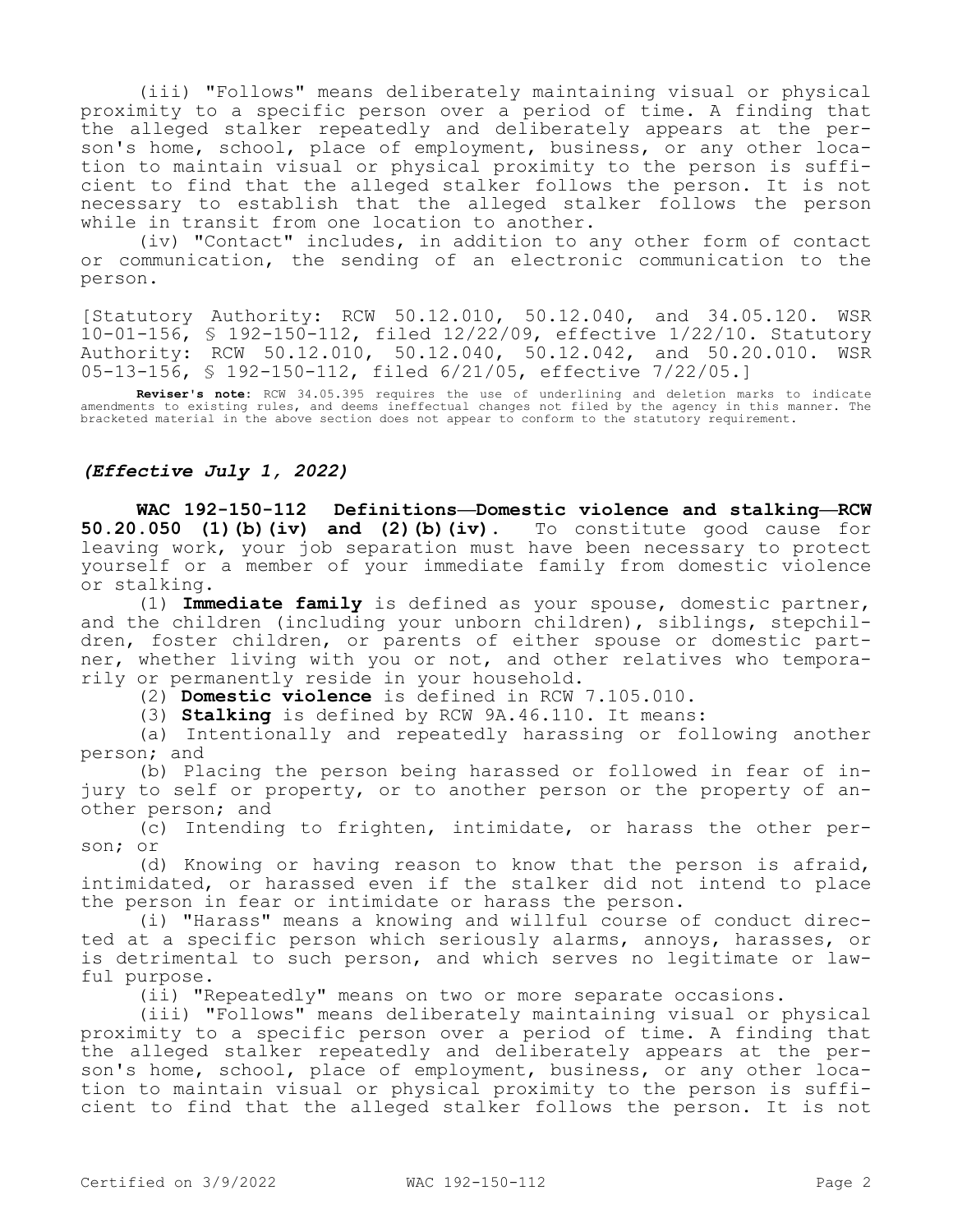(iii) "Follows" means deliberately maintaining visual or physical proximity to a specific person over a period of time. A finding that the alleged stalker repeatedly and deliberately appears at the person's home, school, place of employment, business, or any other location to maintain visual or physical proximity to the person is sufficient to find that the alleged stalker follows the person. It is not necessary to establish that the alleged stalker follows the person while in transit from one location to another.

(iv) "Contact" includes, in addition to any other form of contact or communication, the sending of an electronic communication to the person.

[Statutory Authority: RCW 50.12.010, 50.12.040, and 34.05.120. WSR 10-01-156, § 192-150-112, filed 12/22/09, effective 1/22/10. Statutory Authority: RCW 50.12.010, 50.12.040, 50.12.042, and 50.20.010. WSR 05-13-156, § 192-150-112, filed 6/21/05, effective 7/22/05.]

**Reviser's note:** RCW 34.05.395 requires the use of underlining and deletion marks to indicate amendments to existing rules, and deems ineffectual changes not filed by the agency in this manner. The bracketed material in the above section does not appear to conform to the statutory requirement.

*(Effective July 1, 2022)*

**WAC 192-150-112 Definitions—Domestic violence and stalking—RCW 50.20.050 (1)(b)(iv) and (2)(b)(iv).** To constitute good cause for leaving work, your job separation must have been necessary to protect yourself or a member of your immediate family from domestic violence or stalking.

(1) **Immediate family** is defined as your spouse, domestic partner, and the children (including your unborn children), siblings, stepchildren, foster children, or parents of either spouse or domestic partner, whether living with you or not, and other relatives who temporarily or permanently reside in your household.

(2) **Domestic violence** is defined in RCW 7.105.010.

(3) **Stalking** is defined by RCW 9A.46.110. It means:

(a) Intentionally and repeatedly harassing or following another person; and

(b) Placing the person being harassed or followed in fear of injury to self or property, or to another person or the property of another person; and

(c) Intending to frighten, intimidate, or harass the other person; or

(d) Knowing or having reason to know that the person is afraid, intimidated, or harassed even if the stalker did not intend to place the person in fear or intimidate or harass the person.

(i) "Harass" means a knowing and willful course of conduct directed at a specific person which seriously alarms, annoys, harasses, or is detrimental to such person, and which serves no legitimate or lawful purpose.

(ii) "Repeatedly" means on two or more separate occasions.

(iii) "Follows" means deliberately maintaining visual or physical proximity to a specific person over a period of time. A finding that the alleged stalker repeatedly and deliberately appears at the person's home, school, place of employment, business, or any other location to maintain visual or physical proximity to the person is sufficient to find that the alleged stalker follows the person. It is not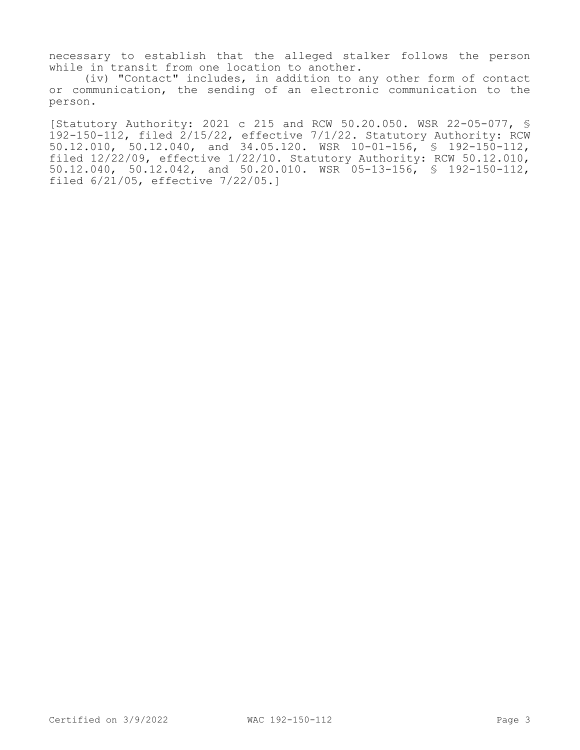necessary to establish that the alleged stalker follows the person while in transit from one location to another.

(iv) "Contact" includes, in addition to any other form of contact or communication, the sending of an electronic communication to the person.

[Statutory Authority: 2021 c 215 and RCW 50.20.050. WSR 22-05-077, § 192-150-112, filed 2/15/22, effective 7/1/22. Statutory Authority: RCW 50.12.010, 50.12.040, and 34.05.120. WSR 10-01-156, § 192-150-112, filed 12/22/09, effective 1/22/10. Statutory Authority: RCW 50.12.010, 50.12.040, 50.12.042, and 50.20.010. WSR 05-13-156, § 192-150-112, filed 6/21/05, effective 7/22/05.]